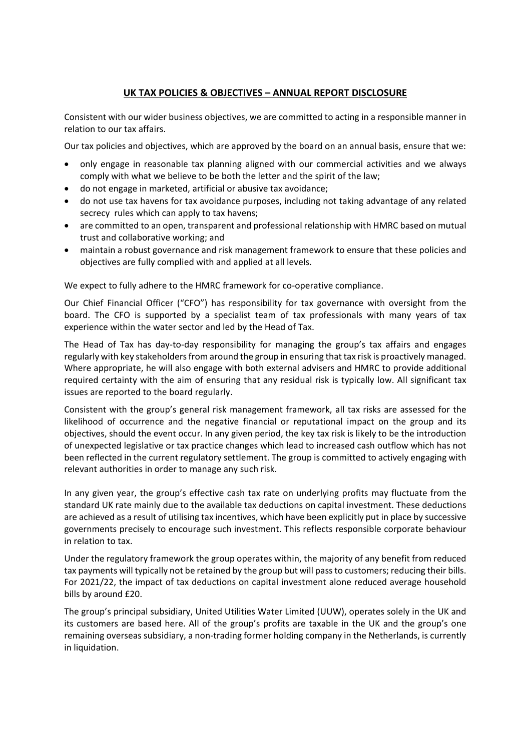# UK TAX POLICIES & OBJECTIVES – ANNUAL REPORT DISCLOSURE

Consistent with our wider business objectives, we are committed to acting in a responsible manner in relation to our tax affairs.

Our tax policies and objectives, which are approved by the board on an annual basis, ensure that we:

- only engage in reasonable tax planning aligned with our commercial activities and we always comply with what we believe to be both the letter and the spirit of the law;
- do not engage in marketed, artificial or abusive tax avoidance;
- do not use tax havens for tax avoidance purposes, including not taking advantage of any related secrecy rules which can apply to tax havens;
- are committed to an open, transparent and professional relationship with HMRC based on mutual trust and collaborative working; and
- maintain a robust governance and risk management framework to ensure that these policies and objectives are fully complied with and applied at all levels.

We expect to fully adhere to the HMRC framework for co-operative compliance.

Our Chief Financial Officer ("CFO") has responsibility for tax governance with oversight from the board. The CFO is supported by a specialist team of tax professionals with many years of tax experience within the water sector and led by the Head of Tax.

The Head of Tax has day-to-day responsibility for managing the group's tax affairs and engages regularly with key stakeholders from around the group in ensuring that tax risk is proactively managed. Where appropriate, he will also engage with both external advisers and HMRC to provide additional required certainty with the aim of ensuring that any residual risk is typically low. All significant tax issues are reported to the board regularly.

Consistent with the group's general risk management framework, all tax risks are assessed for the likelihood of occurrence and the negative financial or reputational impact on the group and its objectives, should the event occur. In any given period, the key tax risk is likely to be the introduction of unexpected legislative or tax practice changes which lead to increased cash outflow which has not been reflected in the current regulatory settlement. The group is committed to actively engaging with relevant authorities in order to manage any such risk.

In any given year, the group's effective cash tax rate on underlying profits may fluctuate from the standard UK rate mainly due to the available tax deductions on capital investment. These deductions are achieved as a result of utilising tax incentives, which have been explicitly put in place by successive governments precisely to encourage such investment. This reflects responsible corporate behaviour in relation to tax.

Under the regulatory framework the group operates within, the majority of any benefit from reduced tax payments will typically not be retained by the group but will pass to customers; reducing their bills. For 2021/22, the impact of tax deductions on capital investment alone reduced average household bills by around £20.

The group's principal subsidiary, United Utilities Water Limited (UUW), operates solely in the UK and its customers are based here. All of the group's profits are taxable in the UK and the group's one remaining overseas subsidiary, a non-trading former holding company in the Netherlands, is currently in liquidation.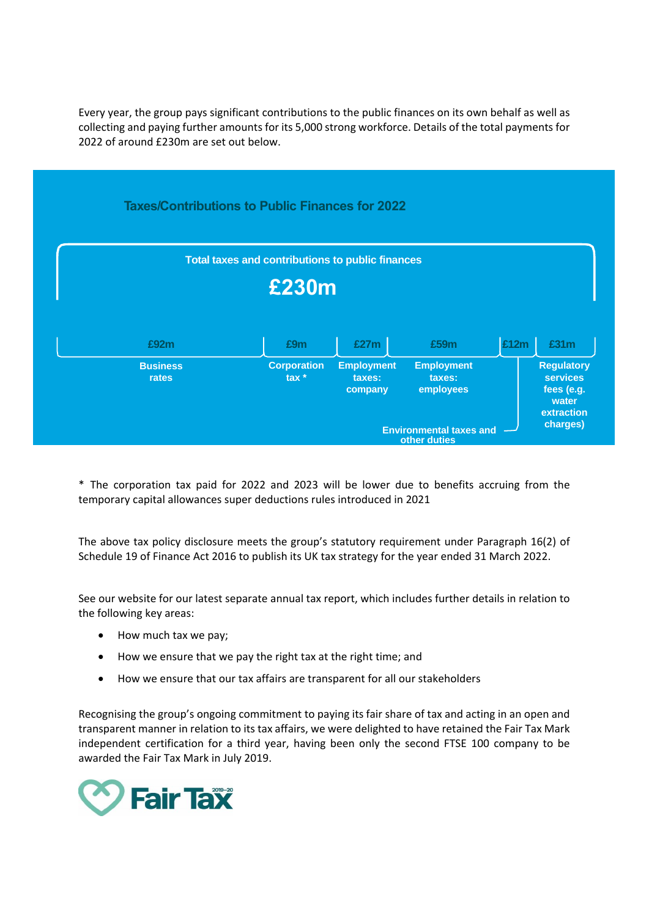Every year, the group pays significant contributions to the public finances on its own behalf as well as collecting and paying further amounts for its 5,000 strong workforce. Details of the total payments for 2022 of around £230m are set out below.

**Taxes/Contributions to Public Finances for 2022**

Total taxes and contributions to public finances

£230m

£92m
Business rates

£9m
Corporation tax *

£27m
Employment taxes: company

£59m
Employment taxes: employees

£12m
Environmental taxes and other duties

£31m
Regulatory services fees (e.g. water extraction charges)

\* The corporation tax paid for 2022 and 2023 will be lower due to benefits accruing from the temporary capital allowances super deductions rules introduced in 2021

The above tax policy disclosure meets the group's statutory requirement under Paragraph 16(2) of Schedule 19 of Finance Act 2016 to publish its UK tax strategy for the year ended 31 March 2022.

See our website for our latest separate annual tax report, which includes further details in relation to the following key areas:

- How much tax we pay;
- How we ensure that we pay the right tax at the right time; and
- How we ensure that our tax affairs are transparent for all our stakeholders

Recognising the group's ongoing commitment to paying its fair share of tax and acting in an open and transparent manner in relation to its tax affairs, we were delighted to have retained the Fair Tax Mark independent certification for a third year, having been only the second FTSE 100 company to be awarded the Fair Tax Mark in July 2019.

Fair Tax 2019–20